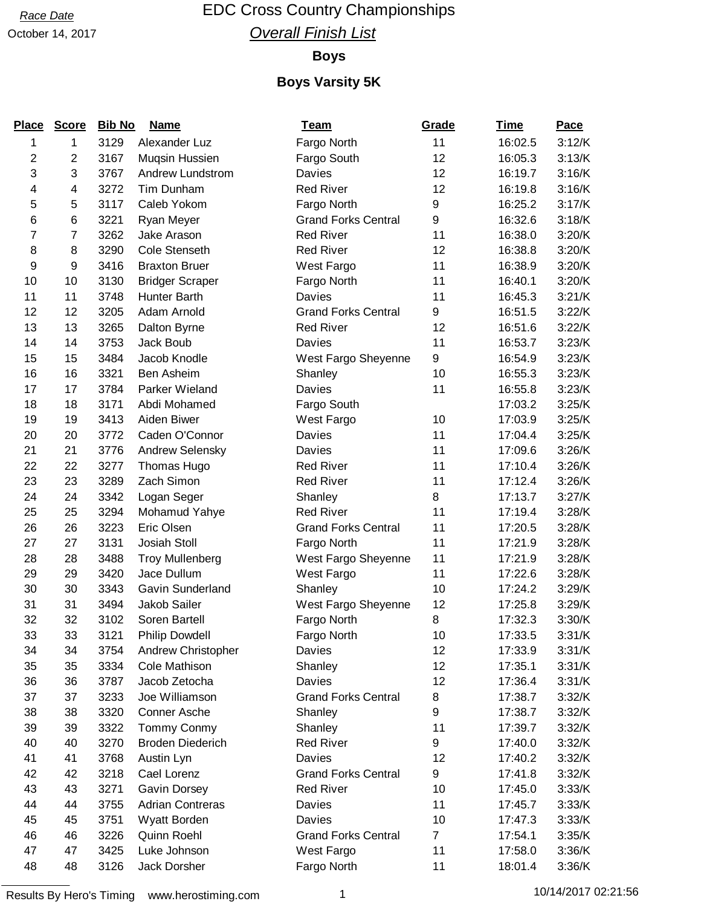Race Date

October 14, 2017

# EDC Cross Country Championships

## *Overall Finish List*

### Boys

### Boys Varsity 5K

| Place | Score | Bib No | Name | Team | Grade | Time | Pace |
|---|---|---|---|---|---|---|---|
| 1 | 1 | 3129 | Alexander Luz | Fargo North | 11 | 16:02.5 | 3:12/K |
| 2 | 2 | 3167 | Muqsin Hussien | Fargo South | 12 | 16:05.3 | 3:13/K |
| 3 | 3 | 3767 | Andrew Lundstrom | Davies | 12 | 16:19.7 | 3:16/K |
| 4 | 4 | 3272 | Tim Dunham | Red River | 12 | 16:19.8 | 3:16/K |
| 5 | 5 | 3117 | Caleb Yokom | Fargo North | 9 | 16:25.2 | 3:17/K |
| 6 | 6 | 3221 | Ryan Meyer | Grand Forks Central | 9 | 16:32.6 | 3:18/K |
| 7 | 7 | 3262 | Jake Arason | Red River | 11 | 16:38.0 | 3:20/K |
| 8 | 8 | 3290 | Cole Stenseth | Red River | 12 | 16:38.8 | 3:20/K |
| 9 | 9 | 3416 | Braxton Bruer | West Fargo | 11 | 16:38.9 | 3:20/K |
| 10 | 10 | 3130 | Bridger Scraper | Fargo North | 11 | 16:40.1 | 3:20/K |
| 11 | 11 | 3748 | Hunter Barth | Davies | 11 | 16:45.3 | 3:21/K |
| 12 | 12 | 3205 | Adam Arnold | Grand Forks Central | 9 | 16:51.5 | 3:22/K |
| 13 | 13 | 3265 | Dalton Byrne | Red River | 12 | 16:51.6 | 3:22/K |
| 14 | 14 | 3753 | Jack Boub | Davies | 11 | 16:53.7 | 3:23/K |
| 15 | 15 | 3484 | Jacob Knodle | West Fargo Sheyenne | 9 | 16:54.9 | 3:23/K |
| 16 | 16 | 3321 | Ben Asheim | Shanley | 10 | 16:55.3 | 3:23/K |
| 17 | 17 | 3784 | Parker Wieland | Davies | 11 | 16:55.8 | 3:23/K |
| 18 | 18 | 3171 | Abdi Mohamed | Fargo South | | 17:03.2 | 3:25/K |
| 19 | 19 | 3413 | Aiden Biwer | West Fargo | 10 | 17:03.9 | 3:25/K |
| 20 | 20 | 3772 | Caden O'Connor | Davies | 11 | 17:04.4 | 3:25/K |
| 21 | 21 | 3776 | Andrew Selensky | Davies | 11 | 17:09.6 | 3:26/K |
| 22 | 22 | 3277 | Thomas Hugo | Red River | 11 | 17:10.4 | 3:26/K |
| 23 | 23 | 3289 | Zach Simon | Red River | 11 | 17:12.4 | 3:26/K |
| 24 | 24 | 3342 | Logan Seger | Shanley | 8 | 17:13.7 | 3:27/K |
| 25 | 25 | 3294 | Mohamud Yahye | Red River | 11 | 17:19.4 | 3:28/K |
| 26 | 26 | 3223 | Eric Olsen | Grand Forks Central | 11 | 17:20.5 | 3:28/K |
| 27 | 27 | 3131 | Josiah Stoll | Fargo North | 11 | 17:21.9 | 3:28/K |
| 28 | 28 | 3488 | Troy Mullenberg | West Fargo Sheyenne | 11 | 17:21.9 | 3:28/K |
| 29 | 29 | 3420 | Jace Dullum | West Fargo | 11 | 17:22.6 | 3:28/K |
| 30 | 30 | 3343 | Gavin Sunderland | Shanley | 10 | 17:24.2 | 3:29/K |
| 31 | 31 | 3494 | Jakob Sailer | West Fargo Sheyenne | 12 | 17:25.8 | 3:29/K |
| 32 | 32 | 3102 | Soren Bartell | Fargo North | 8 | 17:32.3 | 3:30/K |
| 33 | 33 | 3121 | Philip Dowdell | Fargo North | 10 | 17:33.5 | 3:31/K |
| 34 | 34 | 3754 | Andrew Christopher | Davies | 12 | 17:33.9 | 3:31/K |
| 35 | 35 | 3334 | Cole Mathison | Shanley | 12 | 17:35.1 | 3:31/K |
| 36 | 36 | 3787 | Jacob Zetocha | Davies | 12 | 17:36.4 | 3:31/K |
| 37 | 37 | 3233 | Joe Williamson | Grand Forks Central | 8 | 17:38.7 | 3:32/K |
| 38 | 38 | 3320 | Conner Asche | Shanley | 9 | 17:38.7 | 3:32/K |
| 39 | 39 | 3322 | Tommy Conmy | Shanley | 11 | 17:39.7 | 3:32/K |
| 40 | 40 | 3270 | Broden Diederich | Red River | 9 | 17:40.0 | 3:32/K |
| 41 | 41 | 3768 | Austin Lyn | Davies | 12 | 17:40.2 | 3:32/K |
| 42 | 42 | 3218 | Cael Lorenz | Grand Forks Central | 9 | 17:41.8 | 3:32/K |
| 43 | 43 | 3271 | Gavin Dorsey | Red River | 10 | 17:45.0 | 3:33/K |
| 44 | 44 | 3755 | Adrian Contreras | Davies | 11 | 17:45.7 | 3:33/K |
| 45 | 45 | 3751 | Wyatt Borden | Davies | 10 | 17:47.3 | 3:33/K |
| 46 | 46 | 3226 | Quinn Roehl | Grand Forks Central | 7 | 17:54.1 | 3:35/K |
| 47 | 47 | 3425 | Luke Johnson | West Fargo | 11 | 17:58.0 | 3:36/K |
| 48 | 48 | 3126 | Jack Dorsher | Fargo North | 11 | 18:01.4 | 3:36/K |

Results By Hero's Timing www.herostiming.com

10/14/2017 02:21:56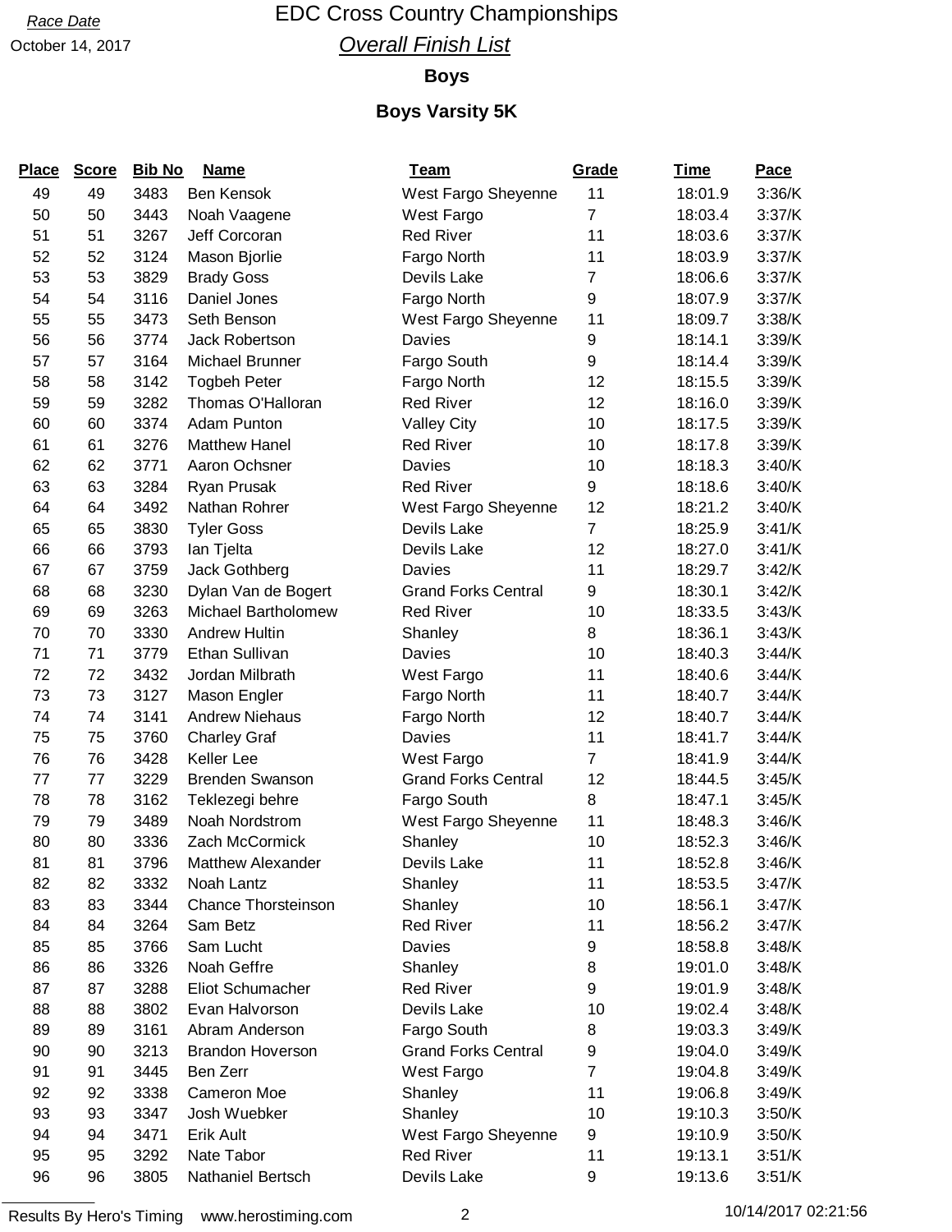Race Date

October 14, 2017

# EDC Cross Country Championships

## *Overall Finish List*

### Boys

### Boys Varsity 5K

| Place | Score | Bib No | Name | Team | Grade | Time | Pace |
|---|---|---|---|---|---|---|---|
| 49 | 49 | 3483 | Ben Kensok | West Fargo Sheyenne | 11 | 18:01.9 | 3:36/K |
| 50 | 50 | 3443 | Noah Vaagene | West Fargo | 7 | 18:03.4 | 3:37/K |
| 51 | 51 | 3267 | Jeff Corcoran | Red River | 11 | 18:03.6 | 3:37/K |
| 52 | 52 | 3124 | Mason Bjorlie | Fargo North | 11 | 18:03.9 | 3:37/K |
| 53 | 53 | 3829 | Brady Goss | Devils Lake | 7 | 18:06.6 | 3:37/K |
| 54 | 54 | 3116 | Daniel Jones | Fargo North | 9 | 18:07.9 | 3:37/K |
| 55 | 55 | 3473 | Seth Benson | West Fargo Sheyenne | 11 | 18:09.7 | 3:38/K |
| 56 | 56 | 3774 | Jack Robertson | Davies | 9 | 18:14.1 | 3:39/K |
| 57 | 57 | 3164 | Michael Brunner | Fargo South | 9 | 18:14.4 | 3:39/K |
| 58 | 58 | 3142 | Togbeh Peter | Fargo North | 12 | 18:15.5 | 3:39/K |
| 59 | 59 | 3282 | Thomas O'Halloran | Red River | 12 | 18:16.0 | 3:39/K |
| 60 | 60 | 3374 | Adam Punton | Valley City | 10 | 18:17.5 | 3:39/K |
| 61 | 61 | 3276 | Matthew Hanel | Red River | 10 | 18:17.8 | 3:39/K |
| 62 | 62 | 3771 | Aaron Ochsner | Davies | 10 | 18:18.3 | 3:40/K |
| 63 | 63 | 3284 | Ryan Prusak | Red River | 9 | 18:18.6 | 3:40/K |
| 64 | 64 | 3492 | Nathan Rohrer | West Fargo Sheyenne | 12 | 18:21.2 | 3:40/K |
| 65 | 65 | 3830 | Tyler Goss | Devils Lake | 7 | 18:25.9 | 3:41/K |
| 66 | 66 | 3793 | Ian Tjelta | Devils Lake | 12 | 18:27.0 | 3:41/K |
| 67 | 67 | 3759 | Jack Gothberg | Davies | 11 | 18:29.7 | 3:42/K |
| 68 | 68 | 3230 | Dylan Van de Bogert | Grand Forks Central | 9 | 18:30.1 | 3:42/K |
| 69 | 69 | 3263 | Michael Bartholomew | Red River | 10 | 18:33.5 | 3:43/K |
| 70 | 70 | 3330 | Andrew Hultin | Shanley | 8 | 18:36.1 | 3:43/K |
| 71 | 71 | 3779 | Ethan Sullivan | Davies | 10 | 18:40.3 | 3:44/K |
| 72 | 72 | 3432 | Jordan Milbrath | West Fargo | 11 | 18:40.6 | 3:44/K |
| 73 | 73 | 3127 | Mason Engler | Fargo North | 11 | 18:40.7 | 3:44/K |
| 74 | 74 | 3141 | Andrew Niehaus | Fargo North | 12 | 18:40.7 | 3:44/K |
| 75 | 75 | 3760 | Charley Graf | Davies | 11 | 18:41.7 | 3:44/K |
| 76 | 76 | 3428 | Keller Lee | West Fargo | 7 | 18:41.9 | 3:44/K |
| 77 | 77 | 3229 | Brenden Swanson | Grand Forks Central | 12 | 18:44.5 | 3:45/K |
| 78 | 78 | 3162 | Teklezegi behre | Fargo South | 8 | 18:47.1 | 3:45/K |
| 79 | 79 | 3489 | Noah Nordstrom | West Fargo Sheyenne | 11 | 18:48.3 | 3:46/K |
| 80 | 80 | 3336 | Zach McCormick | Shanley | 10 | 18:52.3 | 3:46/K |
| 81 | 81 | 3796 | Matthew Alexander | Devils Lake | 11 | 18:52.8 | 3:46/K |
| 82 | 82 | 3332 | Noah Lantz | Shanley | 11 | 18:53.5 | 3:47/K |
| 83 | 83 | 3344 | Chance Thorsteinson | Shanley | 10 | 18:56.1 | 3:47/K |
| 84 | 84 | 3264 | Sam Betz | Red River | 11 | 18:56.2 | 3:47/K |
| 85 | 85 | 3766 | Sam Lucht | Davies | 9 | 18:58.8 | 3:48/K |
| 86 | 86 | 3326 | Noah Geffre | Shanley | 8 | 19:01.0 | 3:48/K |
| 87 | 87 | 3288 | Eliot Schumacher | Red River | 9 | 19:01.9 | 3:48/K |
| 88 | 88 | 3802 | Evan Halvorson | Devils Lake | 10 | 19:02.4 | 3:48/K |
| 89 | 89 | 3161 | Abram Anderson | Fargo South | 8 | 19:03.3 | 3:49/K |
| 90 | 90 | 3213 | Brandon Hoverson | Grand Forks Central | 9 | 19:04.0 | 3:49/K |
| 91 | 91 | 3445 | Ben Zerr | West Fargo | 7 | 19:04.8 | 3:49/K |
| 92 | 92 | 3338 | Cameron Moe | Shanley | 11 | 19:06.8 | 3:49/K |
| 93 | 93 | 3347 | Josh Wuebker | Shanley | 10 | 19:10.3 | 3:50/K |
| 94 | 94 | 3471 | Erik Ault | West Fargo Sheyenne | 9 | 19:10.9 | 3:50/K |
| 95 | 95 | 3292 | Nate Tabor | Red River | 11 | 19:13.1 | 3:51/K |
| 96 | 96 | 3805 | Nathaniel Bertsch | Devils Lake | 9 | 19:13.6 | 3:51/K |

Results By Hero's Timing www.herostiming.com 10/14/2017 02:21:56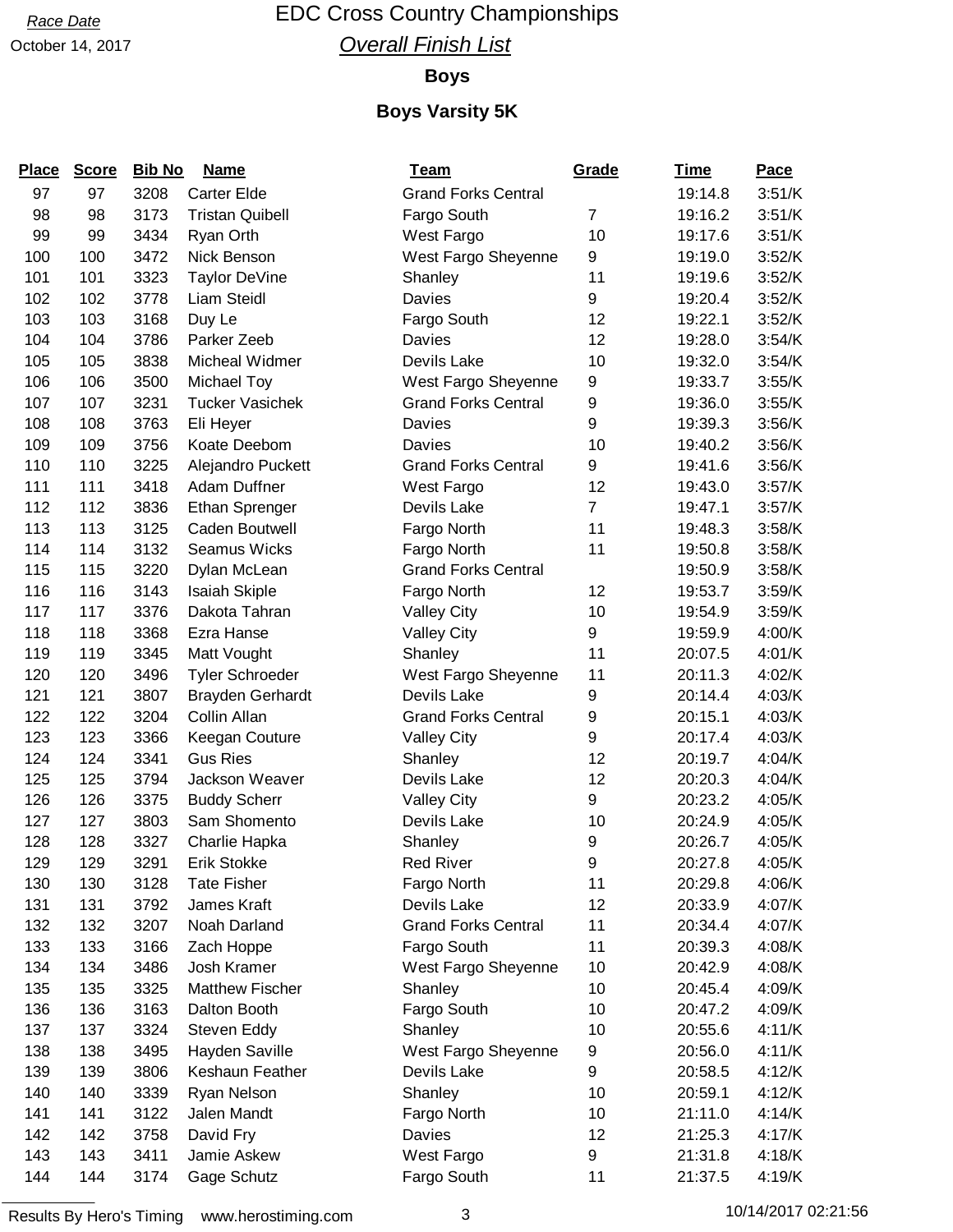*Race Date*

October 14, 2017

# EDC Cross Country Championships

## *Overall Finish List*

### Boys

### Boys Varsity 5K

| Place | Score | Bib No | Name | Team | Grade | Time | Pace |
|---|---|---|---|---|---|---|---|
| 97 | 97 | 3208 | Carter Elde | Grand Forks Central | | 19:14.8 | 3:51/K |
| 98 | 98 | 3173 | Tristan Quibell | Fargo South | 7 | 19:16.2 | 3:51/K |
| 99 | 99 | 3434 | Ryan Orth | West Fargo | 10 | 19:17.6 | 3:51/K |
| 100 | 100 | 3472 | Nick Benson | West Fargo Sheyenne | 9 | 19:19.0 | 3:52/K |
| 101 | 101 | 3323 | Taylor DeVine | Shanley | 11 | 19:19.6 | 3:52/K |
| 102 | 102 | 3778 | Liam Steidl | Davies | 9 | 19:20.4 | 3:52/K |
| 103 | 103 | 3168 | Duy Le | Fargo South | 12 | 19:22.1 | 3:52/K |
| 104 | 104 | 3786 | Parker Zeeb | Davies | 12 | 19:28.0 | 3:54/K |
| 105 | 105 | 3838 | Micheal Widmer | Devils Lake | 10 | 19:32.0 | 3:54/K |
| 106 | 106 | 3500 | Michael Toy | West Fargo Sheyenne | 9 | 19:33.7 | 3:55/K |
| 107 | 107 | 3231 | Tucker Vasichek | Grand Forks Central | 9 | 19:36.0 | 3:55/K |
| 108 | 108 | 3763 | Eli Heyer | Davies | 9 | 19:39.3 | 3:56/K |
| 109 | 109 | 3756 | Koate Deebom | Davies | 10 | 19:40.2 | 3:56/K |
| 110 | 110 | 3225 | Alejandro Puckett | Grand Forks Central | 9 | 19:41.6 | 3:56/K |
| 111 | 111 | 3418 | Adam Duffner | West Fargo | 12 | 19:43.0 | 3:57/K |
| 112 | 112 | 3836 | Ethan Sprenger | Devils Lake | 7 | 19:47.1 | 3:57/K |
| 113 | 113 | 3125 | Caden Boutwell | Fargo North | 11 | 19:48.3 | 3:58/K |
| 114 | 114 | 3132 | Seamus Wicks | Fargo North | 11 | 19:50.8 | 3:58/K |
| 115 | 115 | 3220 | Dylan McLean | Grand Forks Central | | 19:50.9 | 3:58/K |
| 116 | 116 | 3143 | Isaiah Skiple | Fargo North | 12 | 19:53.7 | 3:59/K |
| 117 | 117 | 3376 | Dakota Tahran | Valley City | 10 | 19:54.9 | 3:59/K |
| 118 | 118 | 3368 | Ezra Hanse | Valley City | 9 | 19:59.9 | 4:00/K |
| 119 | 119 | 3345 | Matt Vought | Shanley | 11 | 20:07.5 | 4:01/K |
| 120 | 120 | 3496 | Tyler Schroeder | West Fargo Sheyenne | 11 | 20:11.3 | 4:02/K |
| 121 | 121 | 3807 | Brayden Gerhardt | Devils Lake | 9 | 20:14.4 | 4:03/K |
| 122 | 122 | 3204 | Collin Allan | Grand Forks Central | 9 | 20:15.1 | 4:03/K |
| 123 | 123 | 3366 | Keegan Couture | Valley City | 9 | 20:17.4 | 4:03/K |
| 124 | 124 | 3341 | Gus Ries | Shanley | 12 | 20:19.7 | 4:04/K |
| 125 | 125 | 3794 | Jackson Weaver | Devils Lake | 12 | 20:20.3 | 4:04/K |
| 126 | 126 | 3375 | Buddy Scherr | Valley City | 9 | 20:23.2 | 4:05/K |
| 127 | 127 | 3803 | Sam Shomento | Devils Lake | 10 | 20:24.9 | 4:05/K |
| 128 | 128 | 3327 | Charlie Hapka | Shanley | 9 | 20:26.7 | 4:05/K |
| 129 | 129 | 3291 | Erik Stokke | Red River | 9 | 20:27.8 | 4:05/K |
| 130 | 130 | 3128 | Tate Fisher | Fargo North | 11 | 20:29.8 | 4:06/K |
| 131 | 131 | 3792 | James Kraft | Devils Lake | 12 | 20:33.9 | 4:07/K |
| 132 | 132 | 3207 | Noah Darland | Grand Forks Central | 11 | 20:34.4 | 4:07/K |
| 133 | 133 | 3166 | Zach Hoppe | Fargo South | 11 | 20:39.3 | 4:08/K |
| 134 | 134 | 3486 | Josh Kramer | West Fargo Sheyenne | 10 | 20:42.9 | 4:08/K |
| 135 | 135 | 3325 | Matthew Fischer | Shanley | 10 | 20:45.4 | 4:09/K |
| 136 | 136 | 3163 | Dalton Booth | Fargo South | 10 | 20:47.2 | 4:09/K |
| 137 | 137 | 3324 | Steven Eddy | Shanley | 10 | 20:55.6 | 4:11/K |
| 138 | 138 | 3495 | Hayden Saville | West Fargo Sheyenne | 9 | 20:56.0 | 4:11/K |
| 139 | 139 | 3806 | Keshaun Feather | Devils Lake | 9 | 20:58.5 | 4:12/K |
| 140 | 140 | 3339 | Ryan Nelson | Shanley | 10 | 20:59.1 | 4:12/K |
| 141 | 141 | 3122 | Jalen Mandt | Fargo North | 10 | 21:11.0 | 4:14/K |
| 142 | 142 | 3758 | David Fry | Davies | 12 | 21:25.3 | 4:17/K |
| 143 | 143 | 3411 | Jamie Askew | West Fargo | 9 | 21:31.8 | 4:18/K |
| 144 | 144 | 3174 | Gage Schutz | Fargo South | 11 | 21:37.5 | 4:19/K |

Results By Hero's Timing www.herostiming.com 10/14/2017 02:21:56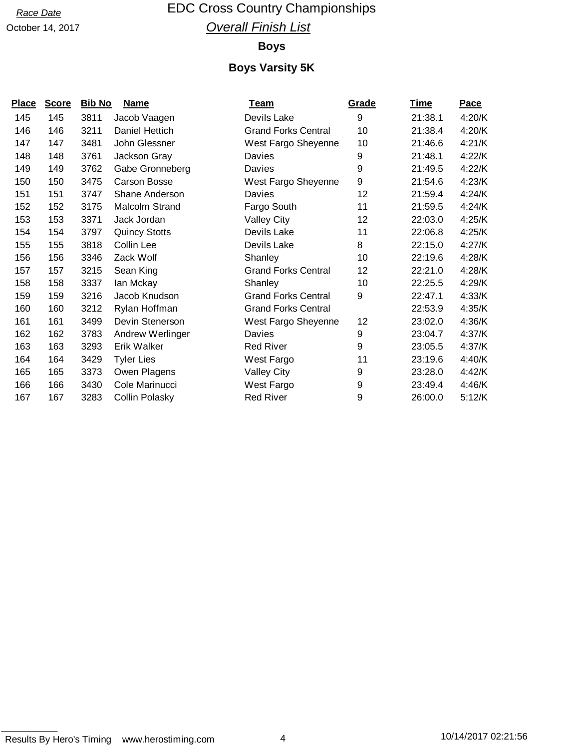Race Date

October 14, 2017

# EDC Cross Country Championships

## *Overall Finish List*

### Boys

### Boys Varsity 5K

| Place | Score | Bib No | Name | Team | Grade | Time | Pace |
|---|---|---|---|---|---|---|---|
| 145 | 145 | 3811 | Jacob Vaagen | Devils Lake | 9 | 21:38.1 | 4:20/K |
| 146 | 146 | 3211 | Daniel Hettich | Grand Forks Central | 10 | 21:38.4 | 4:20/K |
| 147 | 147 | 3481 | John Glessner | West Fargo Sheyenne | 10 | 21:46.6 | 4:21/K |
| 148 | 148 | 3761 | Jackson Gray | Davies | 9 | 21:48.1 | 4:22/K |
| 149 | 149 | 3762 | Gabe Gronneberg | Davies | 9 | 21:49.5 | 4:22/K |
| 150 | 150 | 3475 | Carson Bosse | West Fargo Sheyenne | 9 | 21:54.6 | 4:23/K |
| 151 | 151 | 3747 | Shane Anderson | Davies | 12 | 21:59.4 | 4:24/K |
| 152 | 152 | 3175 | Malcolm Strand | Fargo South | 11 | 21:59.5 | 4:24/K |
| 153 | 153 | 3371 | Jack Jordan | Valley City | 12 | 22:03.0 | 4:25/K |
| 154 | 154 | 3797 | Quincy Stotts | Devils Lake | 11 | 22:06.8 | 4:25/K |
| 155 | 155 | 3818 | Collin Lee | Devils Lake | 8 | 22:15.0 | 4:27/K |
| 156 | 156 | 3346 | Zack Wolf | Shanley | 10 | 22:19.6 | 4:28/K |
| 157 | 157 | 3215 | Sean King | Grand Forks Central | 12 | 22:21.0 | 4:28/K |
| 158 | 158 | 3337 | Ian Mckay | Shanley | 10 | 22:25.5 | 4:29/K |
| 159 | 159 | 3216 | Jacob Knudson | Grand Forks Central | 9 | 22:47.1 | 4:33/K |
| 160 | 160 | 3212 | Rylan Hoffman | Grand Forks Central | | 22:53.9 | 4:35/K |
| 161 | 161 | 3499 | Devin Stenerson | West Fargo Sheyenne | 12 | 23:02.0 | 4:36/K |
| 162 | 162 | 3783 | Andrew Werlinger | Davies | 9 | 23:04.7 | 4:37/K |
| 163 | 163 | 3293 | Erik Walker | Red River | 9 | 23:05.5 | 4:37/K |
| 164 | 164 | 3429 | Tyler Lies | West Fargo | 11 | 23:19.6 | 4:40/K |
| 165 | 165 | 3373 | Owen Plagens | Valley City | 9 | 23:28.0 | 4:42/K |
| 166 | 166 | 3430 | Cole Marinucci | West Fargo | 9 | 23:49.4 | 4:46/K |
| 167 | 167 | 3283 | Collin Polasky | Red River | 9 | 26:00.0 | 5:12/K |

Results By Hero's Timing www.herostiming.com

10/14/2017 02:21:56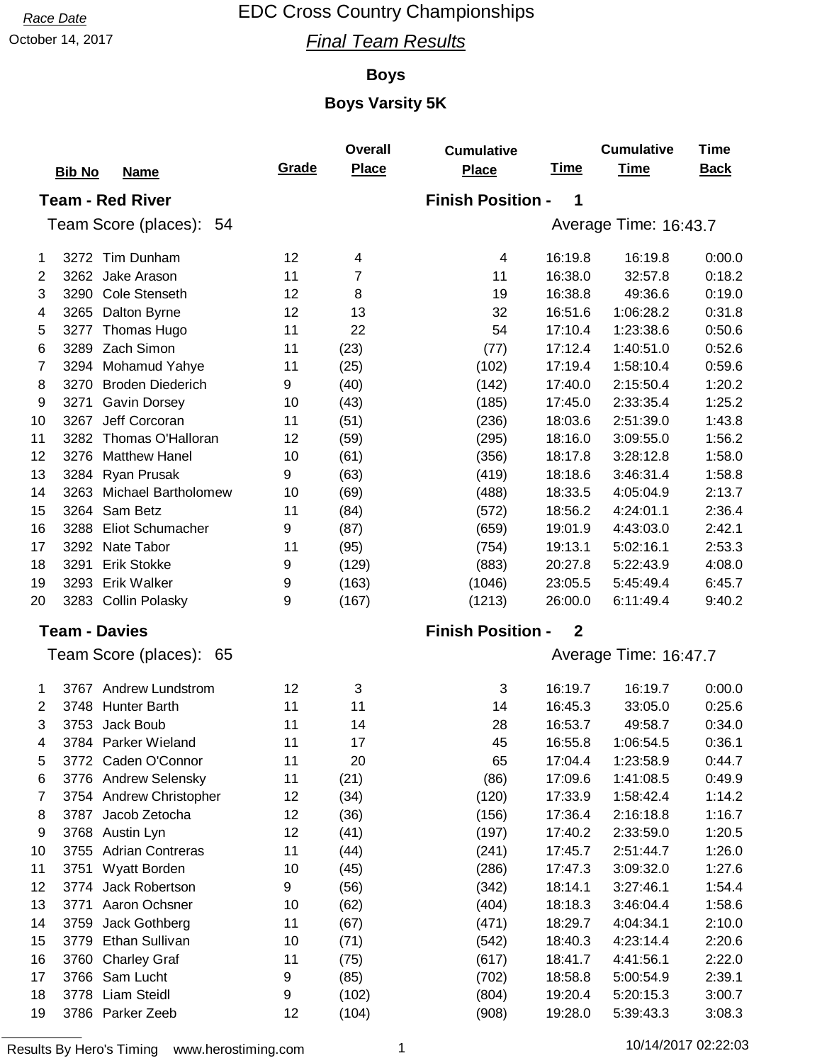*Race Date*

October 14, 2017

# EDC Cross Country Championships

## *Final Team Results*

### Boys

### Boys Varsity 5K

**Team - Red River** — **Finish Position - 1**

Team Score (places): 54 — Average Time: 16:43.7

| | Bib No | Name | Grade | Overall Place | Cumulative Place | Time | Cumulative Time | Time Back |
|---|---|---|---|---|---|---|---|---|
| 1 | 3272 | Tim Dunham | 12 | 4 | 4 | 16:19.8 | 16:19.8 | 0:00.0 |
| 2 | 3262 | Jake Arason | 11 | 7 | 11 | 16:38.0 | 32:57.8 | 0:18.2 |
| 3 | 3290 | Cole Stenseth | 12 | 8 | 19 | 16:38.8 | 49:36.6 | 0:19.0 |
| 4 | 3265 | Dalton Byrne | 12 | 13 | 32 | 16:51.6 | 1:06:28.2 | 0:31.8 |
| 5 | 3277 | Thomas Hugo | 11 | 22 | 54 | 17:10.4 | 1:23:38.6 | 0:50.6 |
| 6 | 3289 | Zach Simon | 11 | (23) | (77) | 17:12.4 | 1:40:51.0 | 0:52.6 |
| 7 | 3294 | Mohamud Yahye | 11 | (25) | (102) | 17:19.4 | 1:58:10.4 | 0:59.6 |
| 8 | 3270 | Broden Diederich | 9 | (40) | (142) | 17:40.0 | 2:15:50.4 | 1:20.2 |
| 9 | 3271 | Gavin Dorsey | 10 | (43) | (185) | 17:45.0 | 2:33:35.4 | 1:25.2 |
| 10 | 3267 | Jeff Corcoran | 11 | (51) | (236) | 18:03.6 | 2:51:39.0 | 1:43.8 |
| 11 | 3282 | Thomas O'Halloran | 12 | (59) | (295) | 18:16.0 | 3:09:55.0 | 1:56.2 |
| 12 | 3276 | Matthew Hanel | 10 | (61) | (356) | 18:17.8 | 3:28:12.8 | 1:58.0 |
| 13 | 3284 | Ryan Prusak | 9 | (63) | (419) | 18:18.6 | 3:46:31.4 | 1:58.8 |
| 14 | 3263 | Michael Bartholomew | 10 | (69) | (488) | 18:33.5 | 4:05:04.9 | 2:13.7 |
| 15 | 3264 | Sam Betz | 11 | (84) | (572) | 18:56.2 | 4:24:01.1 | 2:36.4 |
| 16 | 3288 | Eliot Schumacher | 9 | (87) | (659) | 19:01.9 | 4:43:03.0 | 2:42.1 |
| 17 | 3292 | Nate Tabor | 11 | (95) | (754) | 19:13.1 | 5:02:16.1 | 2:53.3 |
| 18 | 3291 | Erik Stokke | 9 | (129) | (883) | 20:27.8 | 5:22:43.9 | 4:08.0 |
| 19 | 3293 | Erik Walker | 9 | (163) | (1046) | 23:05.5 | 5:45:49.4 | 6:45.7 |
| 20 | 3283 | Collin Polasky | 9 | (167) | (1213) | 26:00.0 | 6:11:49.4 | 9:40.2 |

**Team - Davies** — **Finish Position - 2**

Team Score (places): 65 — Average Time: 16:47.7

| | Bib No | Name | Grade | Overall Place | Cumulative Place | Time | Cumulative Time | Time Back |
|---|---|---|---|---|---|---|---|---|
| 1 | 3767 | Andrew Lundstrom | 12 | 3 | 3 | 16:19.7 | 16:19.7 | 0:00.0 |
| 2 | 3748 | Hunter Barth | 11 | 11 | 14 | 16:45.3 | 33:05.0 | 0:25.6 |
| 3 | 3753 | Jack Boub | 11 | 14 | 28 | 16:53.7 | 49:58.7 | 0:34.0 |
| 4 | 3784 | Parker Wieland | 11 | 17 | 45 | 16:55.8 | 1:06:54.5 | 0:36.1 |
| 5 | 3772 | Caden O'Connor | 11 | 20 | 65 | 17:04.4 | 1:23:58.9 | 0:44.7 |
| 6 | 3776 | Andrew Selensky | 11 | (21) | (86) | 17:09.6 | 1:41:08.5 | 0:49.9 |
| 7 | 3754 | Andrew Christopher | 12 | (34) | (120) | 17:33.9 | 1:58:42.4 | 1:14.2 |
| 8 | 3787 | Jacob Zetocha | 12 | (36) | (156) | 17:36.4 | 2:16:18.8 | 1:16.7 |
| 9 | 3768 | Austin Lyn | 12 | (41) | (197) | 17:40.2 | 2:33:59.0 | 1:20.5 |
| 10 | 3755 | Adrian Contreras | 11 | (44) | (241) | 17:45.7 | 2:51:44.7 | 1:26.0 |
| 11 | 3751 | Wyatt Borden | 10 | (45) | (286) | 17:47.3 | 3:09:32.0 | 1:27.6 |
| 12 | 3774 | Jack Robertson | 9 | (56) | (342) | 18:14.1 | 3:27:46.1 | 1:54.4 |
| 13 | 3771 | Aaron Ochsner | 10 | (62) | (404) | 18:18.3 | 3:46:04.4 | 1:58.6 |
| 14 | 3759 | Jack Gothberg | 11 | (67) | (471) | 18:29.7 | 4:04:34.1 | 2:10.0 |
| 15 | 3779 | Ethan Sullivan | 10 | (71) | (542) | 18:40.3 | 4:23:14.4 | 2:20.6 |
| 16 | 3760 | Charley Graf | 11 | (75) | (617) | 18:41.7 | 4:41:56.1 | 2:22.0 |
| 17 | 3766 | Sam Lucht | 9 | (85) | (702) | 18:58.8 | 5:00:54.9 | 2:39.1 |
| 18 | 3778 | Liam Steidl | 9 | (102) | (804) | 19:20.4 | 5:20:15.3 | 3:00.7 |
| 19 | 3786 | Parker Zeeb | 12 | (104) | (908) | 19:28.0 | 5:39:43.3 | 3:08.3 |

Results By Hero's Timing www.herostiming.com — 10/14/2017 02:22:03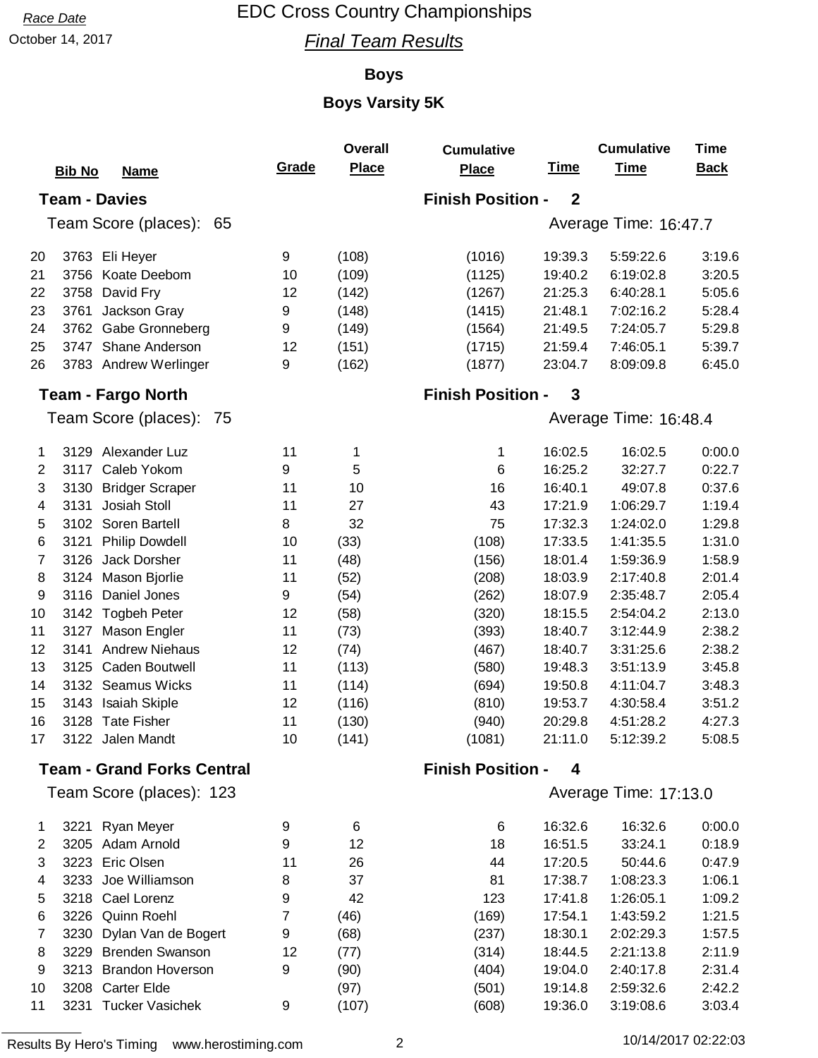Race Date

October 14, 2017

# EDC Cross Country Championships

## Final Team Results

### Boys

### Boys Varsity 5K

**Team - Davies** — Finish Position - 2

Team Score (places): 65 — Average Time: 16:47.7

| | Bib No | Name | Grade | Overall Place | Cumulative Place | Time | Cumulative Time | Time Back |
|---|---|---|---|---|---|---|---|---|
| 20 | 3763 | Eli Heyer | 9 | (108) | (1016) | 19:39.3 | 5:59:22.6 | 3:19.6 |
| 21 | 3756 | Koate Deebom | 10 | (109) | (1125) | 19:40.2 | 6:19:02.8 | 3:20.5 |
| 22 | 3758 | David Fry | 12 | (142) | (1267) | 21:25.3 | 6:40:28.1 | 5:05.6 |
| 23 | 3761 | Jackson Gray | 9 | (148) | (1415) | 21:48.1 | 7:02:16.2 | 5:28.4 |
| 24 | 3762 | Gabe Gronneberg | 9 | (149) | (1564) | 21:49.5 | 7:24:05.7 | 5:29.8 |
| 25 | 3747 | Shane Anderson | 12 | (151) | (1715) | 21:59.4 | 7:46:05.1 | 5:39.7 |
| 26 | 3783 | Andrew Werlinger | 9 | (162) | (1877) | 23:04.7 | 8:09:09.8 | 6:45.0 |

**Team - Fargo North** — Finish Position - 3

Team Score (places): 75 — Average Time: 16:48.4

| | Bib No | Name | Grade | Overall Place | Cumulative Place | Time | Cumulative Time | Time Back |
|---|---|---|---|---|---|---|---|---|
| 1 | 3129 | Alexander Luz | 11 | 1 | 1 | 16:02.5 | 16:02.5 | 0:00.0 |
| 2 | 3117 | Caleb Yokom | 9 | 5 | 6 | 16:25.2 | 32:27.7 | 0:22.7 |
| 3 | 3130 | Bridger Scraper | 11 | 10 | 16 | 16:40.1 | 49:07.8 | 0:37.6 |
| 4 | 3131 | Josiah Stoll | 11 | 27 | 43 | 17:21.9 | 1:06:29.7 | 1:19.4 |
| 5 | 3102 | Soren Bartell | 8 | 32 | 75 | 17:32.3 | 1:24:02.0 | 1:29.8 |
| 6 | 3121 | Philip Dowdell | 10 | (33) | (108) | 17:33.5 | 1:41:35.5 | 1:31.0 |
| 7 | 3126 | Jack Dorsher | 11 | (48) | (156) | 18:01.4 | 1:59:36.9 | 1:58.9 |
| 8 | 3124 | Mason Bjorlie | 11 | (52) | (208) | 18:03.9 | 2:17:40.8 | 2:01.4 |
| 9 | 3116 | Daniel Jones | 9 | (54) | (262) | 18:07.9 | 2:35:48.7 | 2:05.4 |
| 10 | 3142 | Togbeh Peter | 12 | (58) | (320) | 18:15.5 | 2:54:04.2 | 2:13.0 |
| 11 | 3127 | Mason Engler | 11 | (73) | (393) | 18:40.7 | 3:12:44.9 | 2:38.2 |
| 12 | 3141 | Andrew Niehaus | 12 | (74) | (467) | 18:40.7 | 3:31:25.6 | 2:38.2 |
| 13 | 3125 | Caden Boutwell | 11 | (113) | (580) | 19:48.3 | 3:51:13.9 | 3:45.8 |
| 14 | 3132 | Seamus Wicks | 11 | (114) | (694) | 19:50.8 | 4:11:04.7 | 3:48.3 |
| 15 | 3143 | Isaiah Skiple | 12 | (116) | (810) | 19:53.7 | 4:30:58.4 | 3:51.2 |
| 16 | 3128 | Tate Fisher | 11 | (130) | (940) | 20:29.8 | 4:51:28.2 | 4:27.3 |
| 17 | 3122 | Jalen Mandt | 10 | (141) | (1081) | 21:11.0 | 5:12:39.2 | 5:08.5 |

**Team - Grand Forks Central** — Finish Position - 4

Team Score (places): 123 — Average Time: 17:13.0

| | Bib No | Name | Grade | Overall Place | Cumulative Place | Time | Cumulative Time | Time Back |
|---|---|---|---|---|---|---|---|---|
| 1 | 3221 | Ryan Meyer | 9 | 6 | 6 | 16:32.6 | 16:32.6 | 0:00.0 |
| 2 | 3205 | Adam Arnold | 9 | 12 | 18 | 16:51.5 | 33:24.1 | 0:18.9 |
| 3 | 3223 | Eric Olsen | 11 | 26 | 44 | 17:20.5 | 50:44.6 | 0:47.9 |
| 4 | 3233 | Joe Williamson | 8 | 37 | 81 | 17:38.7 | 1:08:23.3 | 1:06.1 |
| 5 | 3218 | Cael Lorenz | 9 | 42 | 123 | 17:41.8 | 1:26:05.1 | 1:09.2 |
| 6 | 3226 | Quinn Roehl | 7 | (46) | (169) | 17:54.1 | 1:43:59.2 | 1:21.5 |
| 7 | 3230 | Dylan Van de Bogert | 9 | (68) | (237) | 18:30.1 | 2:02:29.3 | 1:57.5 |
| 8 | 3229 | Brenden Swanson | 12 | (77) | (314) | 18:44.5 | 2:21:13.8 | 2:11.9 |
| 9 | 3213 | Brandon Hoverson | 9 | (90) | (404) | 19:04.0 | 2:40:17.8 | 2:31.4 |
| 10 | 3208 | Carter Elde | | (97) | (501) | 19:14.8 | 2:59:32.6 | 2:42.2 |
| 11 | 3231 | Tucker Vasichek | 9 | (107) | (608) | 19:36.0 | 3:19:08.6 | 3:03.4 |

Results By Hero's Timing www.herostiming.com

10/14/2017 02:22:03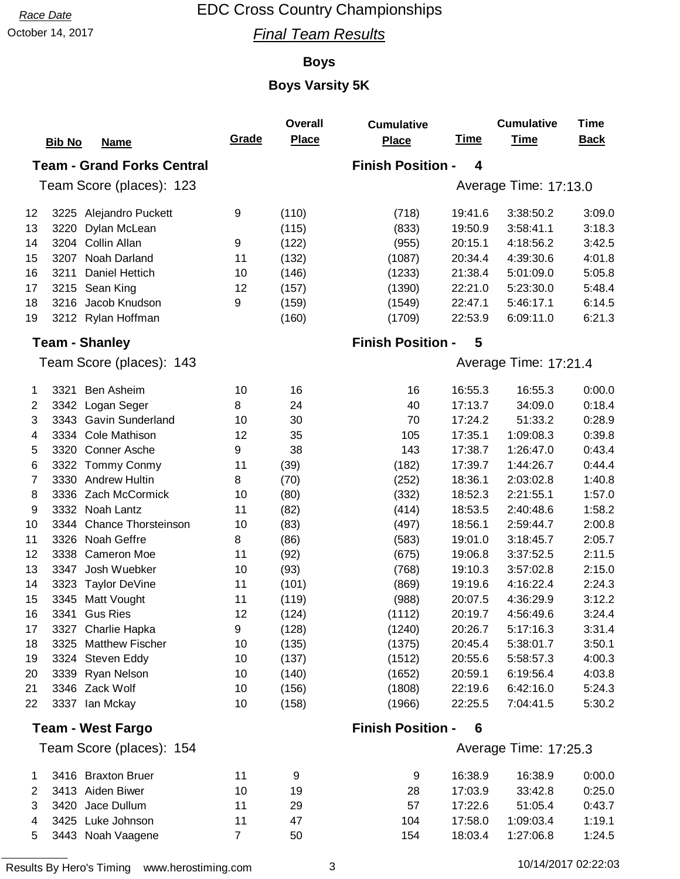Race Date

October 14, 2017

# EDC Cross Country Championships

## *Final Team Results*

### Boys

### Boys Varsity 5K

| | Bib No | Name | Grade | Overall Place | Cumulative Place | Time | Cumulative Time | Time Back |
|---|---|---|---|---|---|---|---|---|
| **Team - Grand Forks Central** | | | | | **Finish Position - 4** | | | |
| Team Score (places): 123 | | | | | Average Time: 17:13.0 | | | |
| 12 | 3225 | Alejandro Puckett | 9 | (110) | (718) | 19:41.6 | 3:38:50.2 | 3:09.0 |
| 13 | 3220 | Dylan McLean | | (115) | (833) | 19:50.9 | 3:58:41.1 | 3:18.3 |
| 14 | 3204 | Collin Allan | 9 | (122) | (955) | 20:15.1 | 4:18:56.2 | 3:42.5 |
| 15 | 3207 | Noah Darland | 11 | (132) | (1087) | 20:34.4 | 4:39:30.6 | 4:01.8 |
| 16 | 3211 | Daniel Hettich | 10 | (146) | (1233) | 21:38.4 | 5:01:09.0 | 5:05.8 |
| 17 | 3215 | Sean King | 12 | (157) | (1390) | 22:21.0 | 5:23:30.0 | 5:48.4 |
| 18 | 3216 | Jacob Knudson | 9 | (159) | (1549) | 22:47.1 | 5:46:17.1 | 6:14.5 |
| 19 | 3212 | Rylan Hoffman | | (160) | (1709) | 22:53.9 | 6:09:11.0 | 6:21.3 |
| **Team - Shanley** | | | | | **Finish Position - 5** | | | |
| Team Score (places): 143 | | | | | Average Time: 17:21.4 | | | |
| 1 | 3321 | Ben Asheim | 10 | 16 | 16 | 16:55.3 | 16:55.3 | 0:00.0 |
| 2 | 3342 | Logan Seger | 8 | 24 | 40 | 17:13.7 | 34:09.0 | 0:18.4 |
| 3 | 3343 | Gavin Sunderland | 10 | 30 | 70 | 17:24.2 | 51:33.2 | 0:28.9 |
| 4 | 3334 | Cole Mathison | 12 | 35 | 105 | 17:35.1 | 1:09:08.3 | 0:39.8 |
| 5 | 3320 | Conner Asche | 9 | 38 | 143 | 17:38.7 | 1:26:47.0 | 0:43.4 |
| 6 | 3322 | Tommy Conmy | 11 | (39) | (182) | 17:39.7 | 1:44:26.7 | 0:44.4 |
| 7 | 3330 | Andrew Hultin | 8 | (70) | (252) | 18:36.1 | 2:03:02.8 | 1:40.8 |
| 8 | 3336 | Zach McCormick | 10 | (80) | (332) | 18:52.3 | 2:21:55.1 | 1:57.0 |
| 9 | 3332 | Noah Lantz | 11 | (82) | (414) | 18:53.5 | 2:40:48.6 | 1:58.2 |
| 10 | 3344 | Chance Thorsteinson | 10 | (83) | (497) | 18:56.1 | 2:59:44.7 | 2:00.8 |
| 11 | 3326 | Noah Geffre | 8 | (86) | (583) | 19:01.0 | 3:18:45.7 | 2:05.7 |
| 12 | 3338 | Cameron Moe | 11 | (92) | (675) | 19:06.8 | 3:37:52.5 | 2:11.5 |
| 13 | 3347 | Josh Wuebker | 10 | (93) | (768) | 19:10.3 | 3:57:02.8 | 2:15.0 |
| 14 | 3323 | Taylor DeVine | 11 | (101) | (869) | 19:19.6 | 4:16:22.4 | 2:24.3 |
| 15 | 3345 | Matt Vought | 11 | (119) | (988) | 20:07.5 | 4:36:29.9 | 3:12.2 |
| 16 | 3341 | Gus Ries | 12 | (124) | (1112) | 20:19.7 | 4:56:49.6 | 3:24.4 |
| 17 | 3327 | Charlie Hapka | 9 | (128) | (1240) | 20:26.7 | 5:17:16.3 | 3:31.4 |
| 18 | 3325 | Matthew Fischer | 10 | (135) | (1375) | 20:45.4 | 5:38:01.7 | 3:50.1 |
| 19 | 3324 | Steven Eddy | 10 | (137) | (1512) | 20:55.6 | 5:58:57.3 | 4:00.3 |
| 20 | 3339 | Ryan Nelson | 10 | (140) | (1652) | 20:59.1 | 6:19:56.4 | 4:03.8 |
| 21 | 3346 | Zack Wolf | 10 | (156) | (1808) | 22:19.6 | 6:42:16.0 | 5:24.3 |
| 22 | 3337 | Ian Mckay | 10 | (158) | (1966) | 22:25.5 | 7:04:41.5 | 5:30.2 |
| **Team - West Fargo** | | | | | **Finish Position - 6** | | | |
| Team Score (places): 154 | | | | | Average Time: 17:25.3 | | | |
| 1 | 3416 | Braxton Bruer | 11 | 9 | 9 | 16:38.9 | 16:38.9 | 0:00.0 |
| 2 | 3413 | Aiden Biwer | 10 | 19 | 28 | 17:03.9 | 33:42.8 | 0:25.0 |
| 3 | 3420 | Jace Dullum | 11 | 29 | 57 | 17:22.6 | 51:05.4 | 0:43.7 |
| 4 | 3425 | Luke Johnson | 11 | 47 | 104 | 17:58.0 | 1:09:03.4 | 1:19.1 |
| 5 | 3443 | Noah Vaagene | 7 | 50 | 154 | 18:03.4 | 1:27:06.8 | 1:24.5 |

Results By Hero's Timing www.herostiming.com 10/14/2017 02:22:03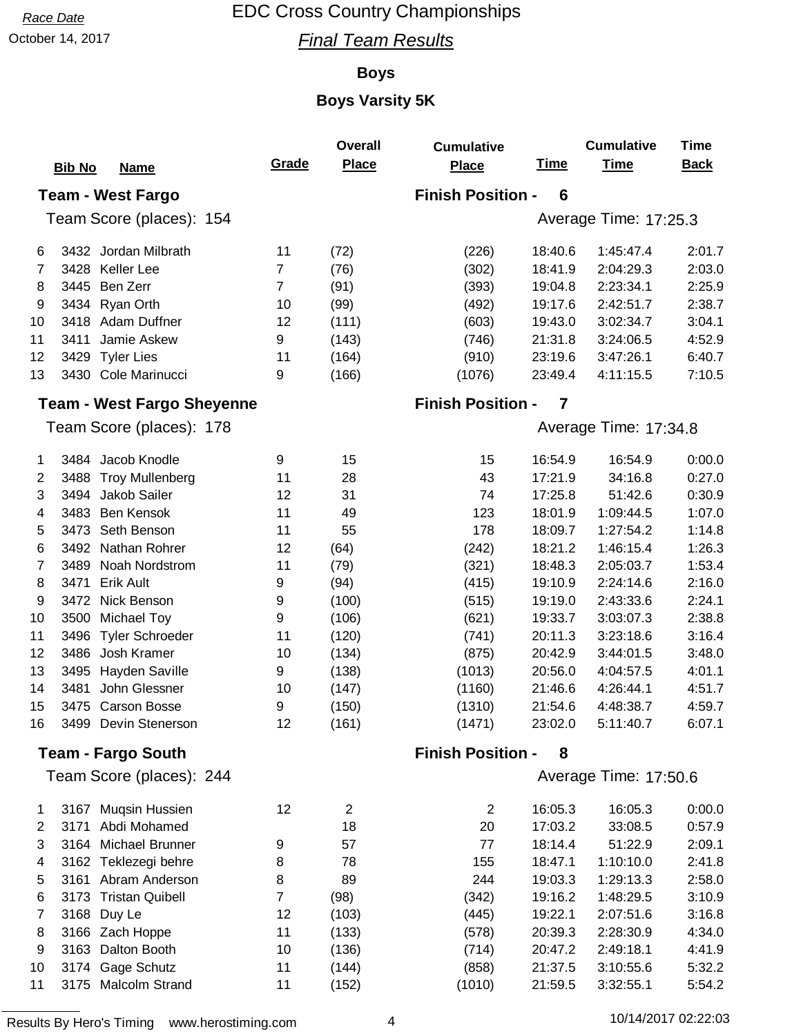Race Date

October 14, 2017

# EDC Cross Country Championships

## *Final Team Results*

### Boys

### Boys Varsity 5K

| | Bib No | Name | Grade | Overall Place | Cumulative Place | Time | Cumulative Time | Time Back |
|---|---|---|---|---|---|---|---|---|
| | **Team - West Fargo** | | | | **Finish Position - 6** | | | |
| | Team Score (places): 154 | | | | | Average Time: 17:25.3 | | |
| 6 | 3432 | Jordan Milbrath | 11 | (72) | (226) | 18:40.6 | 1:45:47.4 | 2:01.7 |
| 7 | 3428 | Keller Lee | 7 | (76) | (302) | 18:41.9 | 2:04:29.3 | 2:03.0 |
| 8 | 3445 | Ben Zerr | 7 | (91) | (393) | 19:04.8 | 2:23:34.1 | 2:25.9 |
| 9 | 3434 | Ryan Orth | 10 | (99) | (492) | 19:17.6 | 2:42:51.7 | 2:38.7 |
| 10 | 3418 | Adam Duffner | 12 | (111) | (603) | 19:43.0 | 3:02:34.7 | 3:04.1 |
| 11 | 3411 | Jamie Askew | 9 | (143) | (746) | 21:31.8 | 3:24:06.5 | 4:52.9 |
| 12 | 3429 | Tyler Lies | 11 | (164) | (910) | 23:19.6 | 3:47:26.1 | 6:40.7 |
| 13 | 3430 | Cole Marinucci | 9 | (166) | (1076) | 23:49.4 | 4:11:15.5 | 7:10.5 |
| | **Team - West Fargo Sheyenne** | | | | **Finish Position - 7** | | | |
| | Team Score (places): 178 | | | | | Average Time: 17:34.8 | | |
| 1 | 3484 | Jacob Knodle | 9 | 15 | 15 | 16:54.9 | 16:54.9 | 0:00.0 |
| 2 | 3488 | Troy Mullenberg | 11 | 28 | 43 | 17:21.9 | 34:16.8 | 0:27.0 |
| 3 | 3494 | Jakob Sailer | 12 | 31 | 74 | 17:25.8 | 51:42.6 | 0:30.9 |
| 4 | 3483 | Ben Kensok | 11 | 49 | 123 | 18:01.9 | 1:09:44.5 | 1:07.0 |
| 5 | 3473 | Seth Benson | 11 | 55 | 178 | 18:09.7 | 1:27:54.2 | 1:14.8 |
| 6 | 3492 | Nathan Rohrer | 12 | (64) | (242) | 18:21.2 | 1:46:15.4 | 1:26.3 |
| 7 | 3489 | Noah Nordstrom | 11 | (79) | (321) | 18:48.3 | 2:05:03.7 | 1:53.4 |
| 8 | 3471 | Erik Ault | 9 | (94) | (415) | 19:10.9 | 2:24:14.6 | 2:16.0 |
| 9 | 3472 | Nick Benson | 9 | (100) | (515) | 19:19.0 | 2:43:33.6 | 2:24.1 |
| 10 | 3500 | Michael Toy | 9 | (106) | (621) | 19:33.7 | 3:03:07.3 | 2:38.8 |
| 11 | 3496 | Tyler Schroeder | 11 | (120) | (741) | 20:11.3 | 3:23:18.6 | 3:16.4 |
| 12 | 3486 | Josh Kramer | 10 | (134) | (875) | 20:42.9 | 3:44:01.5 | 3:48.0 |
| 13 | 3495 | Hayden Saville | 9 | (138) | (1013) | 20:56.0 | 4:04:57.5 | 4:01.1 |
| 14 | 3481 | John Glessner | 10 | (147) | (1160) | 21:46.6 | 4:26:44.1 | 4:51.7 |
| 15 | 3475 | Carson Bosse | 9 | (150) | (1310) | 21:54.6 | 4:48:38.7 | 4:59.7 |
| 16 | 3499 | Devin Stenerson | 12 | (161) | (1471) | 23:02.0 | 5:11:40.7 | 6:07.1 |
| | **Team - Fargo South** | | | | **Finish Position - 8** | | | |
| | Team Score (places): 244 | | | | | Average Time: 17:50.6 | | |
| 1 | 3167 | Muqsin Hussien | 12 | 2 | 2 | 16:05.3 | 16:05.3 | 0:00.0 |
| 2 | 3171 | Abdi Mohamed | | 18 | 20 | 17:03.2 | 33:08.5 | 0:57.9 |
| 3 | 3164 | Michael Brunner | 9 | 57 | 77 | 18:14.4 | 51:22.9 | 2:09.1 |
| 4 | 3162 | Teklezegi behre | 8 | 78 | 155 | 18:47.1 | 1:10:10.0 | 2:41.8 |
| 5 | 3161 | Abram Anderson | 8 | 89 | 244 | 19:03.3 | 1:29:13.3 | 2:58.0 |
| 6 | 3173 | Tristan Quibell | 7 | (98) | (342) | 19:16.2 | 1:48:29.5 | 3:10.9 |
| 7 | 3168 | Duy Le | 12 | (103) | (445) | 19:22.1 | 2:07:51.6 | 3:16.8 |
| 8 | 3166 | Zach Hoppe | 11 | (133) | (578) | 20:39.3 | 2:28:30.9 | 4:34.0 |
| 9 | 3163 | Dalton Booth | 10 | (136) | (714) | 20:47.2 | 2:49:18.1 | 4:41.9 |
| 10 | 3174 | Gage Schutz | 11 | (144) | (858) | 21:37.5 | 3:10:55.6 | 5:32.2 |
| 11 | 3175 | Malcolm Strand | 11 | (152) | (1010) | 21:59.5 | 3:32:55.1 | 5:54.2 |

Results By Hero's Timing www.herostiming.com 10/14/2017 02:22:03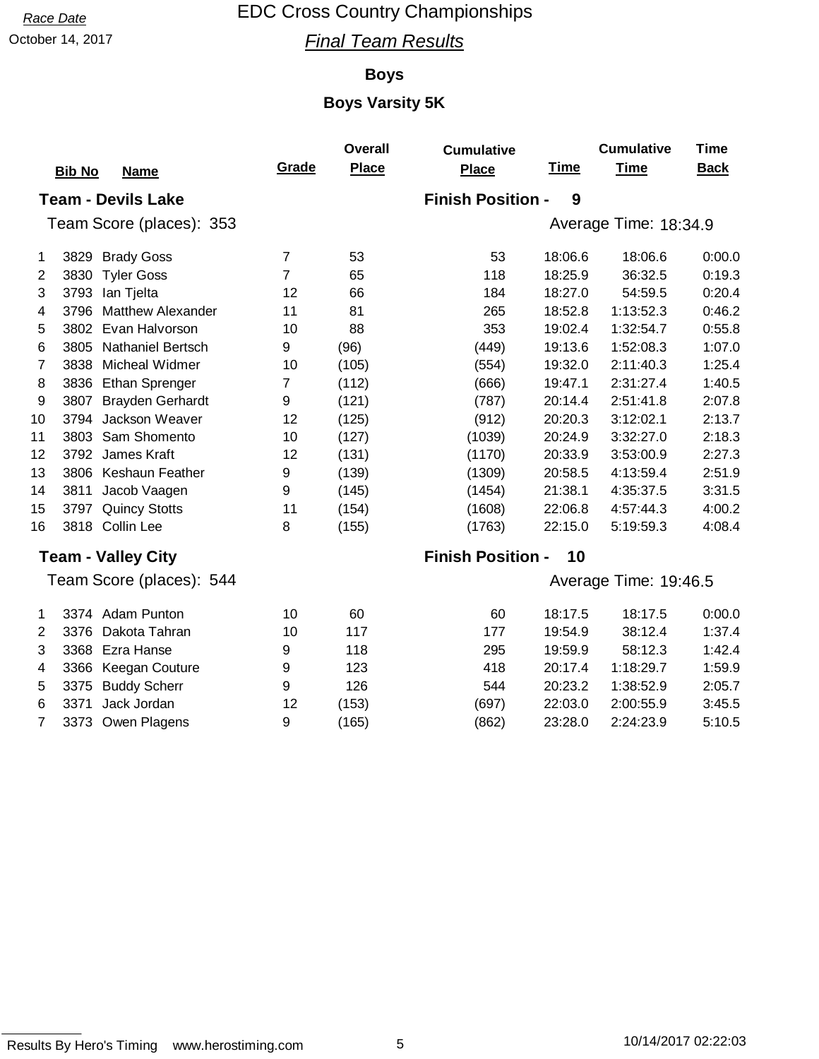Race Date

October 14, 2017

# EDC Cross Country Championships

## *Final Team Results*

### Boys

### Boys Varsity 5K

**Team - Devils Lake** — **Finish Position - 9**

Team Score (places): 353 — Average Time: 18:34.9

| | Bib No | Name | Grade | Overall Place | Cumulative Place | Time | Cumulative Time | Time Back |
|---|---|---|---|---|---|---|---|---|
| 1 | 3829 | Brady Goss | 7 | 53 | 53 | 18:06.6 | 18:06.6 | 0:00.0 |
| 2 | 3830 | Tyler Goss | 7 | 65 | 118 | 18:25.9 | 36:32.5 | 0:19.3 |
| 3 | 3793 | Ian Tjelta | 12 | 66 | 184 | 18:27.0 | 54:59.5 | 0:20.4 |
| 4 | 3796 | Matthew Alexander | 11 | 81 | 265 | 18:52.8 | 1:13:52.3 | 0:46.2 |
| 5 | 3802 | Evan Halvorson | 10 | 88 | 353 | 19:02.4 | 1:32:54.7 | 0:55.8 |
| 6 | 3805 | Nathaniel Bertsch | 9 | (96) | (449) | 19:13.6 | 1:52:08.3 | 1:07.0 |
| 7 | 3838 | Micheal Widmer | 10 | (105) | (554) | 19:32.0 | 2:11:40.3 | 1:25.4 |
| 8 | 3836 | Ethan Sprenger | 7 | (112) | (666) | 19:47.1 | 2:31:27.4 | 1:40.5 |
| 9 | 3807 | Brayden Gerhardt | 9 | (121) | (787) | 20:14.4 | 2:51:41.8 | 2:07.8 |
| 10 | 3794 | Jackson Weaver | 12 | (125) | (912) | 20:20.3 | 3:12:02.1 | 2:13.7 |
| 11 | 3803 | Sam Shomento | 10 | (127) | (1039) | 20:24.9 | 3:32:27.0 | 2:18.3 |
| 12 | 3792 | James Kraft | 12 | (131) | (1170) | 20:33.9 | 3:53:00.9 | 2:27.3 |
| 13 | 3806 | Keshaun Feather | 9 | (139) | (1309) | 20:58.5 | 4:13:59.4 | 2:51.9 |
| 14 | 3811 | Jacob Vaagen | 9 | (145) | (1454) | 21:38.1 | 4:35:37.5 | 3:31.5 |
| 15 | 3797 | Quincy Stotts | 11 | (154) | (1608) | 22:06.8 | 4:57:44.3 | 4:00.2 |
| 16 | 3818 | Collin Lee | 8 | (155) | (1763) | 22:15.0 | 5:19:59.3 | 4:08.4 |

**Team - Valley City** — **Finish Position - 10**

Team Score (places): 544 — Average Time: 19:46.5

| | Bib No | Name | Grade | Overall Place | Cumulative Place | Time | Cumulative Time | Time Back |
|---|---|---|---|---|---|---|---|---|
| 1 | 3374 | Adam Punton | 10 | 60 | 60 | 18:17.5 | 18:17.5 | 0:00.0 |
| 2 | 3376 | Dakota Tahran | 10 | 117 | 177 | 19:54.9 | 38:12.4 | 1:37.4 |
| 3 | 3368 | Ezra Hanse | 9 | 118 | 295 | 19:59.9 | 58:12.3 | 1:42.4 |
| 4 | 3366 | Keegan Couture | 9 | 123 | 418 | 20:17.4 | 1:18:29.7 | 1:59.9 |
| 5 | 3375 | Buddy Scherr | 9 | 126 | 544 | 20:23.2 | 1:38:52.9 | 2:05.7 |
| 6 | 3371 | Jack Jordan | 12 | (153) | (697) | 22:03.0 | 2:00:55.9 | 3:45.5 |
| 7 | 3373 | Owen Plagens | 9 | (165) | (862) | 23:28.0 | 2:24:23.9 | 5:10.5 |

Results By Hero's Timing www.herostiming.com — 10/14/2017 02:22:03